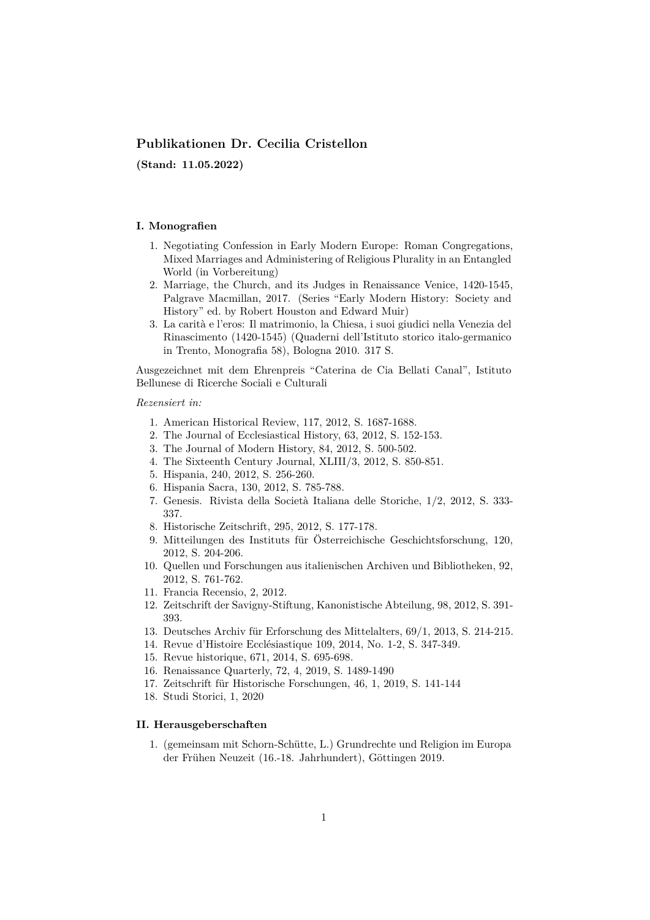# Publikationen Dr. Cecilia Cristellon

**(Stand: 11.05.2022)**

### I. Monografien

1. Negotiating Confession in Early Modern Europe: Roman Congregations, Mixed Marriages and Administering of Religious Plurality in an Entangled World (in Vorbereitung)
2. Marriage, the Church, and its Judges in Renaissance Venice, 1420-1545, Palgrave Macmillan, 2017. (Series "Early Modern History: Society and History" ed. by Robert Houston and Edward Muir)
3. La carità e l'eros: Il matrimonio, la Chiesa, i suoi giudici nella Venezia del Rinascimento (1420-1545) (Quaderni dell'Istituto storico italo-germanico in Trento, Monografia 58), Bologna 2010. 317 S.

Ausgezeichnet mit dem Ehrenpreis "Caterina de Cia Bellati Canal", Istituto Bellunese di Ricerche Sociali e Culturali

*Rezensiert in:*

1. American Historical Review, 117, 2012, S. 1687-1688.
2. The Journal of Ecclesiastical History, 63, 2012, S. 152-153.
3. The Journal of Modern History, 84, 2012, S. 500-502.
4. The Sixteenth Century Journal, XLIII/3, 2012, S. 850-851.
5. Hispania, 240, 2012, S. 256-260.
6. Hispania Sacra, 130, 2012, S. 785-788.
7. Genesis. Rivista della Società Italiana delle Storiche, 1/2, 2012, S. 333-337.
8. Historische Zeitschrift, 295, 2012, S. 177-178.
9. Mitteilungen des Instituts für Österreichische Geschichtsforschung, 120, 2012, S. 204-206.
10. Quellen und Forschungen aus italienischen Archiven und Bibliotheken, 92, 2012, S. 761-762.
11. Francia Recensio, 2, 2012.
12. Zeitschrift der Savigny-Stiftung, Kanonistische Abteilung, 98, 2012, S. 391-393.
13. Deutsches Archiv für Erforschung des Mittelalters, 69/1, 2013, S. 214-215.
14. Revue d'Histoire Ecclésiastique 109, 2014, No. 1-2, S. 347-349.
15. Revue historique, 671, 2014, S. 695-698.
16. Renaissance Quarterly, 72, 4, 2019, S. 1489-1490
17. Zeitschrift für Historische Forschungen, 46, 1, 2019, S. 141-144
18. Studi Storici, 1, 2020

### II. Herausgeberschaften

1. (gemeinsam mit Schorn-Schütte, L.) Grundrechte und Religion im Europa der Frühen Neuzeit (16.-18. Jahrhundert), Göttingen 2019.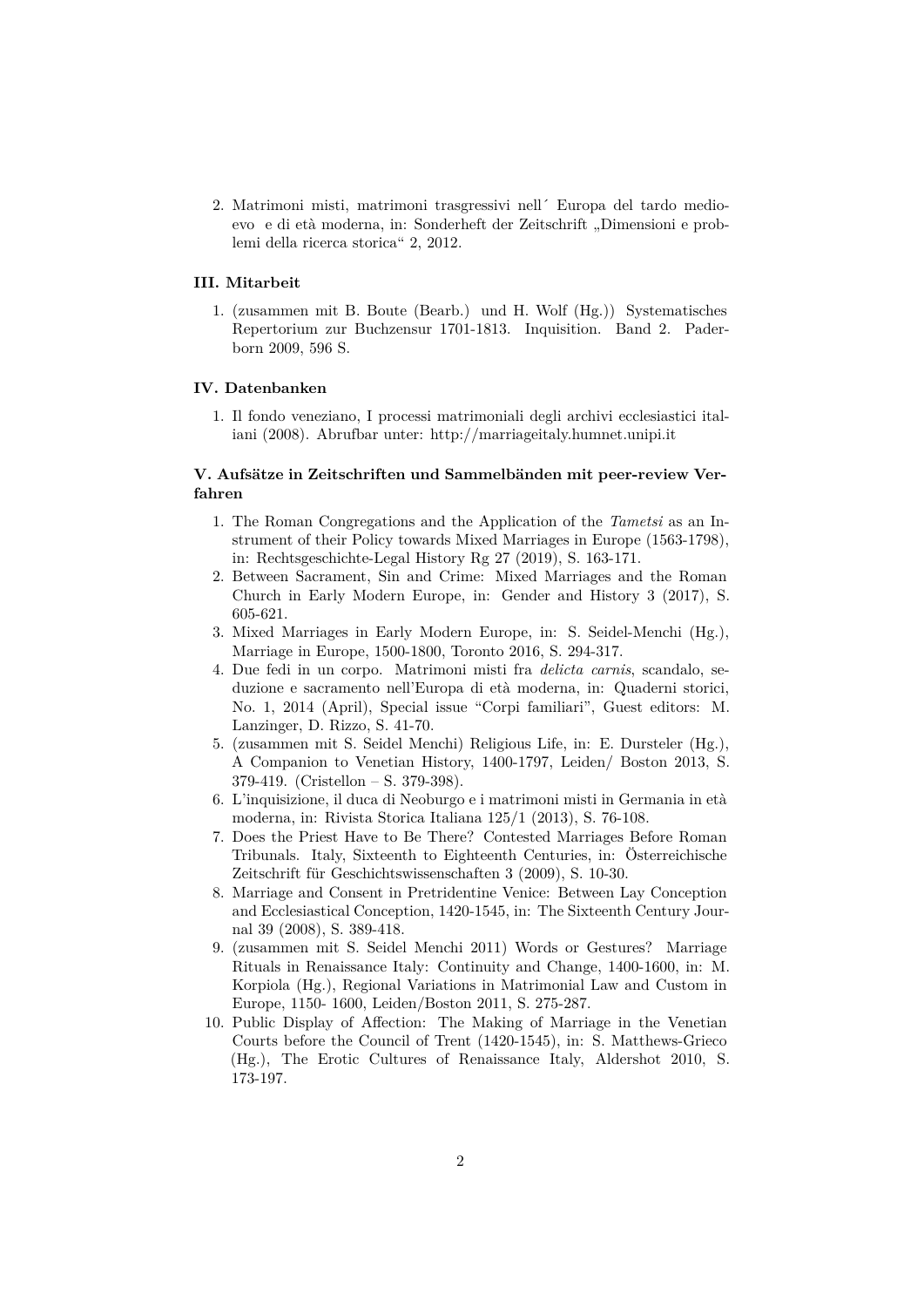2. Matrimoni misti, matrimoni trasgressivi nell´ Europa del tardo medioevo e di età moderna, in: Sonderheft der Zeitschrift „Dimensioni e problemi della ricerca storica“ 2, 2012.

### III. Mitarbeit

1. (zusammen mit B. Boute (Bearb.) und H. Wolf (Hg.)) Systematisches Repertorium zur Buchzensur 1701-1813. Inquisition. Band 2. Paderborn 2009, 596 S.

### IV. Datenbanken

1. Il fondo veneziano, I processi matrimoniali degli archivi ecclesiastici italiani (2008). Abrufbar unter: http://marriageitaly.humnet.unipi.it

### V. Aufsätze in Zeitschriften und Sammelbänden mit peer-review Verfahren

1. The Roman Congregations and the Application of the *Tametsi* as an Instrument of their Policy towards Mixed Marriages in Europe (1563-1798), in: Rechtsgeschichte-Legal History Rg 27 (2019), S. 163-171.
2. Between Sacrament, Sin and Crime: Mixed Marriages and the Roman Church in Early Modern Europe, in: Gender and History 3 (2017), S. 605-621.
3. Mixed Marriages in Early Modern Europe, in: S. Seidel-Menchi (Hg.), Marriage in Europe, 1500-1800, Toronto 2016, S. 294-317.
4. Due fedi in un corpo. Matrimoni misti fra *delicta carnis*, scandalo, seduzione e sacramento nell'Europa di età moderna, in: Quaderni storici, No. 1, 2014 (April), Special issue "Corpi familiari", Guest editors: M. Lanzinger, D. Rizzo, S. 41-70.
5. (zusammen mit S. Seidel Menchi) Religious Life, in: E. Dursteler (Hg.), A Companion to Venetian History, 1400-1797, Leiden/ Boston 2013, S. 379-419. (Cristellon – S. 379-398).
6. L'inquisizione, il duca di Neoburgo e i matrimoni misti in Germania in età moderna, in: Rivista Storica Italiana 125/1 (2013), S. 76-108.
7. Does the Priest Have to Be There? Contested Marriages Before Roman Tribunals. Italy, Sixteenth to Eighteenth Centuries, in: Österreichische Zeitschrift für Geschichtswissenschaften 3 (2009), S. 10-30.
8. Marriage and Consent in Pretridentine Venice: Between Lay Conception and Ecclesiastical Conception, 1420-1545, in: The Sixteenth Century Journal 39 (2008), S. 389-418.
9. (zusammen mit S. Seidel Menchi 2011) Words or Gestures? Marriage Rituals in Renaissance Italy: Continuity and Change, 1400-1600, in: M. Korpiola (Hg.), Regional Variations in Matrimonial Law and Custom in Europe, 1150- 1600, Leiden/Boston 2011, S. 275-287.
10. Public Display of Affection: The Making of Marriage in the Venetian Courts before the Council of Trent (1420-1545), in: S. Matthews-Grieco (Hg.), The Erotic Cultures of Renaissance Italy, Aldershot 2010, S. 173-197.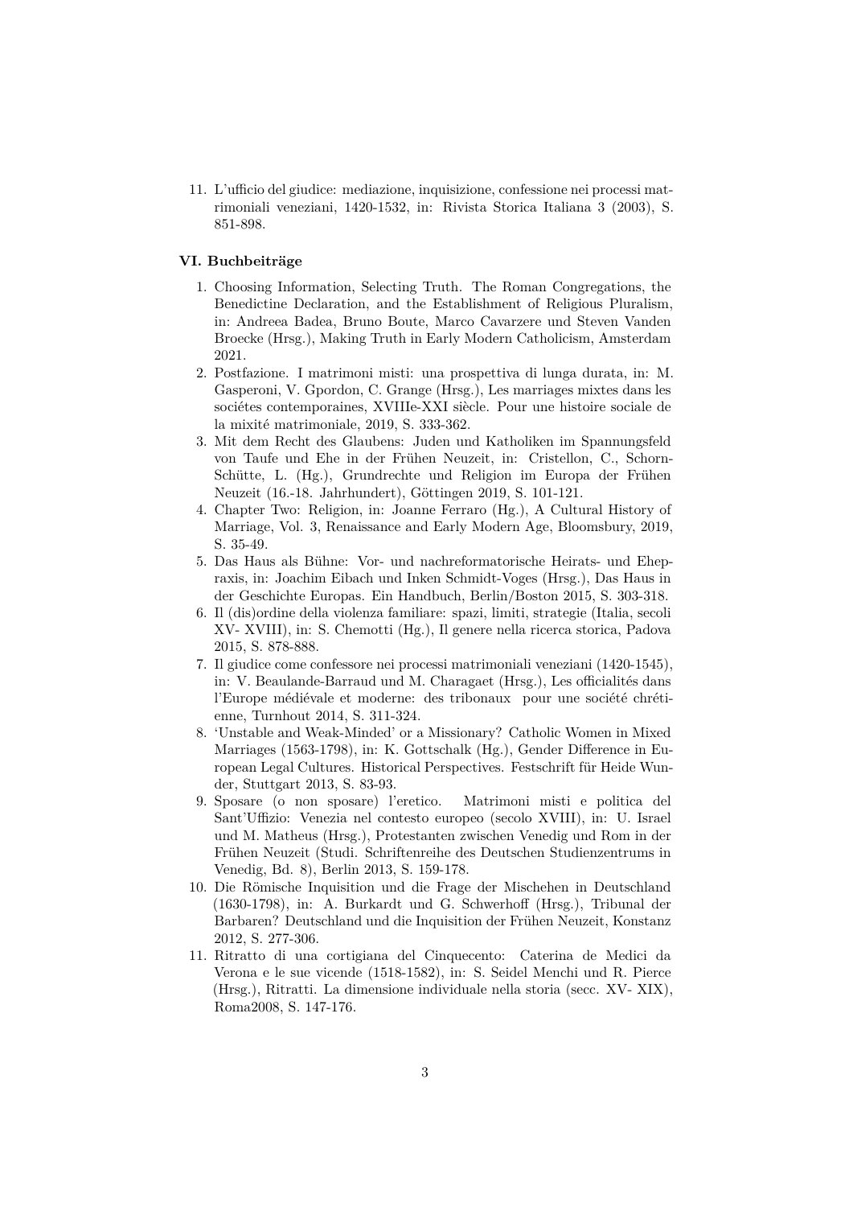11. L'ufficio del giudice: mediazione, inquisizione, confessione nei processi matrimoniali veneziani, 1420-1532, in: Rivista Storica Italiana 3 (2003), S. 851-898.

### VI. Buchbeiträge

1. Choosing Information, Selecting Truth. The Roman Congregations, the Benedictine Declaration, and the Establishment of Religious Pluralism, in: Andreea Badea, Bruno Boute, Marco Cavarzere und Steven Vanden Broecke (Hrsg.), Making Truth in Early Modern Catholicism, Amsterdam 2021.
2. Postfazione. I matrimoni misti: una prospettiva di lunga durata, in: M. Gasperoni, V. Gpordon, C. Grange (Hrsg.), Les marriages mixtes dans les sociétes contemporaines, XVIIIe-XXI siècle. Pour une histoire sociale de la mixité matrimoniale, 2019, S. 333-362.
3. Mit dem Recht des Glaubens: Juden und Katholiken im Spannungsfeld von Taufe und Ehe in der Frühen Neuzeit, in: Cristellon, C., Schorn-Schütte, L. (Hg.), Grundrechte und Religion im Europa der Frühen Neuzeit (16.-18. Jahrhundert), Göttingen 2019, S. 101-121.
4. Chapter Two: Religion, in: Joanne Ferraro (Hg.), A Cultural History of Marriage, Vol. 3, Renaissance and Early Modern Age, Bloomsbury, 2019, S. 35-49.
5. Das Haus als Bühne: Vor- und nachreformatorische Heirats- und Ehepraxis, in: Joachim Eibach und Inken Schmidt-Voges (Hrsg.), Das Haus in der Geschichte Europas. Ein Handbuch, Berlin/Boston 2015, S. 303-318.
6. Il (dis)ordine della violenza familiare: spazi, limiti, strategie (Italia, secoli XV- XVIII), in: S. Chemotti (Hg.), Il genere nella ricerca storica, Padova 2015, S. 878-888.
7. Il giudice come confessore nei processi matrimoniali veneziani (1420-1545), in: V. Beaulande-Barraud und M. Charagaet (Hrsg.), Les officialités dans l'Europe médiévale et moderne: des tribonaux pour une société chrétienne, Turnhout 2014, S. 311-324.
8. 'Unstable and Weak-Minded' or a Missionary? Catholic Women in Mixed Marriages (1563-1798), in: K. Gottschalk (Hg.), Gender Difference in European Legal Cultures. Historical Perspectives. Festschrift für Heide Wunder, Stuttgart 2013, S. 83-93.
9. Sposare (o non sposare) l'eretico. Matrimoni misti e politica del Sant'Uffizio: Venezia nel contesto europeo (secolo XVIII), in: U. Israel und M. Matheus (Hrsg.), Protestanten zwischen Venedig und Rom in der Frühen Neuzeit (Studi. Schriftenreihe des Deutschen Studienzentrums in Venedig, Bd. 8), Berlin 2013, S. 159-178.
10. Die Römische Inquisition und die Frage der Mischehen in Deutschland (1630-1798), in: A. Burkardt und G. Schwerhoff (Hrsg.), Tribunal der Barbaren? Deutschland und die Inquisition der Frühen Neuzeit, Konstanz 2012, S. 277-306.
11. Ritratto di una cortigiana del Cinquecento: Caterina de Medici da Verona e le sue vicende (1518-1582), in: S. Seidel Menchi und R. Pierce (Hrsg.), Ritratti. La dimensione individuale nella storia (secc. XV- XIX), Roma2008, S. 147-176.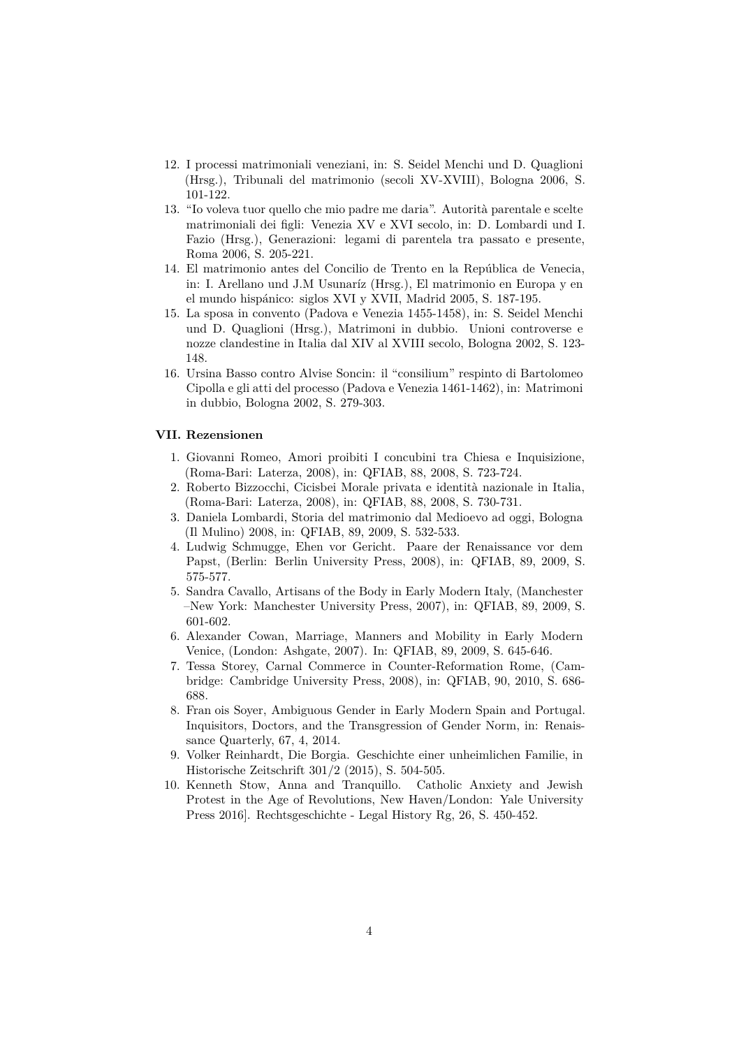12. I processi matrimoniali veneziani, in: S. Seidel Menchi und D. Quaglioni (Hrsg.), Tribunali del matrimonio (secoli XV-XVIII), Bologna 2006, S. 101-122.
13. "Io voleva tuor quello che mio padre me daria". Autorità parentale e scelte matrimoniali dei figli: Venezia XV e XVI secolo, in: D. Lombardi und I. Fazio (Hrsg.), Generazioni: legami di parentela tra passato e presente, Roma 2006, S. 205-221.
14. El matrimonio antes del Concilio de Trento en la República de Venecia, in: I. Arellano und J.M Usunaríz (Hrsg.), El matrimonio en Europa y en el mundo hispánico: siglos XVI y XVII, Madrid 2005, S. 187-195.
15. La sposa in convento (Padova e Venezia 1455-1458), in: S. Seidel Menchi und D. Quaglioni (Hrsg.), Matrimoni in dubbio. Unioni controverse e nozze clandestine in Italia dal XIV al XVIII secolo, Bologna 2002, S. 123-148.
16. Ursina Basso contro Alvise Soncin: il "consilium" respinto di Bartolomeo Cipolla e gli atti del processo (Padova e Venezia 1461-1462), in: Matrimoni in dubbio, Bologna 2002, S. 279-303.

## VII. Rezensionen

1. Giovanni Romeo, Amori proibiti I concubini tra Chiesa e Inquisizione, (Roma-Bari: Laterza, 2008), in: QFIAB, 88, 2008, S. 723-724.
2. Roberto Bizzocchi, Cicisbei Morale privata e identità nazionale in Italia, (Roma-Bari: Laterza, 2008), in: QFIAB, 88, 2008, S. 730-731.
3. Daniela Lombardi, Storia del matrimonio dal Medioevo ad oggi, Bologna (Il Mulino) 2008, in: QFIAB, 89, 2009, S. 532-533.
4. Ludwig Schmugge, Ehen vor Gericht. Paare der Renaissance vor dem Papst, (Berlin: Berlin University Press, 2008), in: QFIAB, 89, 2009, S. 575-577.
5. Sandra Cavallo, Artisans of the Body in Early Modern Italy, (Manchester –New York: Manchester University Press, 2007), in: QFIAB, 89, 2009, S. 601-602.
6. Alexander Cowan, Marriage, Manners and Mobility in Early Modern Venice, (London: Ashgate, 2007). In: QFIAB, 89, 2009, S. 645-646.
7. Tessa Storey, Carnal Commerce in Counter-Reformation Rome, (Cambridge: Cambridge University Press, 2008), in: QFIAB, 90, 2010, S. 686-688.
8. Fran ois Soyer, Ambiguous Gender in Early Modern Spain and Portugal. Inquisitors, Doctors, and the Transgression of Gender Norm, in: Renaissance Quarterly, 67, 4, 2014.
9. Volker Reinhardt, Die Borgia. Geschichte einer unheimlichen Familie, in Historische Zeitschrift 301/2 (2015), S. 504-505.
10. Kenneth Stow, Anna and Tranquillo. Catholic Anxiety and Jewish Protest in the Age of Revolutions, New Haven/London: Yale University Press 2016]. Rechtsgeschichte - Legal History Rg, 26, S. 450-452.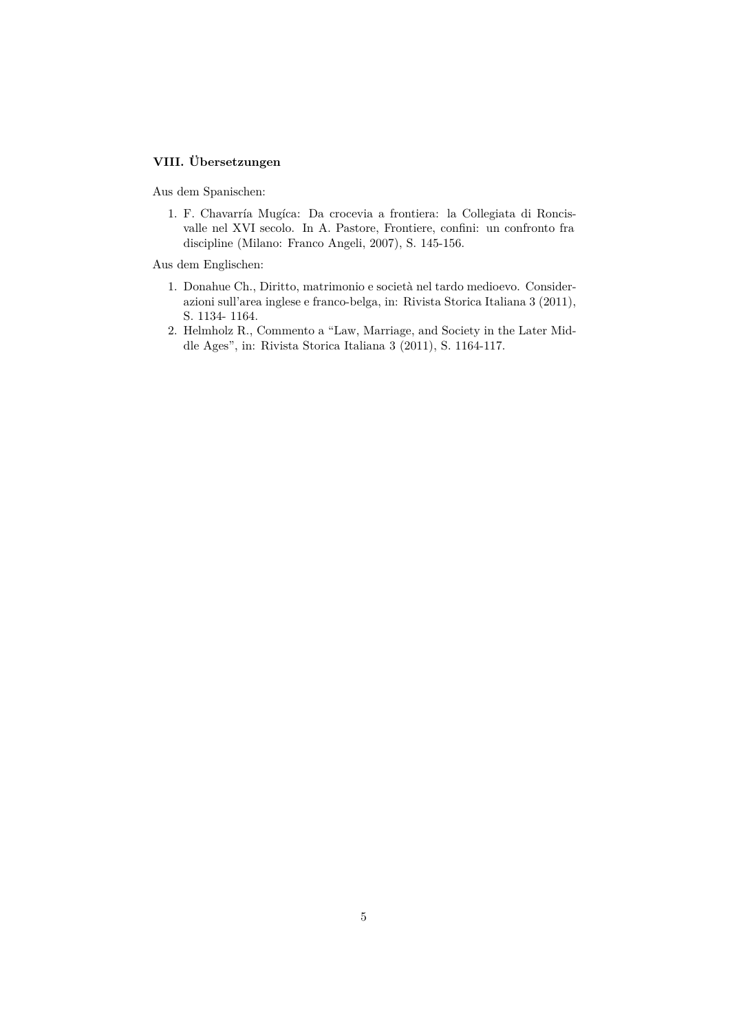## VIII. Übersetzungen

Aus dem Spanischen:

1. F. Chavarría Mugíca: Da crocevia a frontiera: la Collegiata di Roncisvalle nel XVI secolo. In A. Pastore, Frontiere, confini: un confronto fra discipline (Milano: Franco Angeli, 2007), S. 145-156.

Aus dem Englischen:

1. Donahue Ch., Diritto, matrimonio e società nel tardo medioevo. Considerazioni sull'area inglese e franco-belga, in: Rivista Storica Italiana 3 (2011), S. 1134- 1164.
2. Helmholz R., Commento a "Law, Marriage, and Society in the Later Middle Ages", in: Rivista Storica Italiana 3 (2011), S. 1164-117.